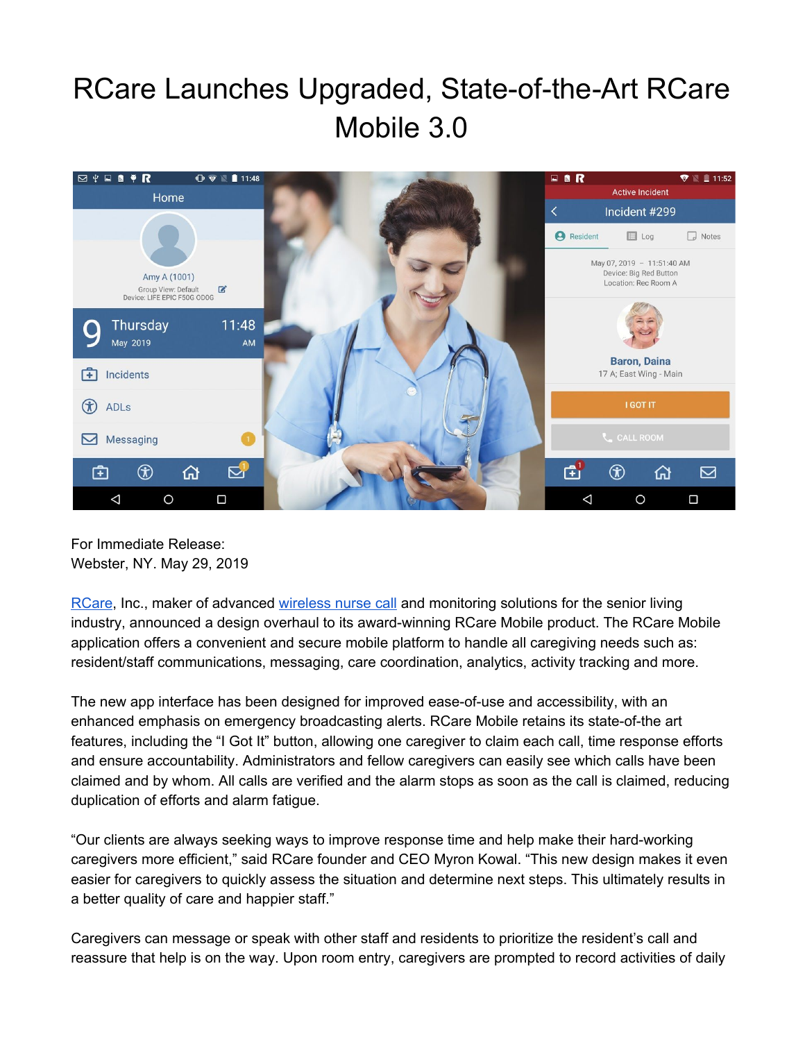# RCare Launches Upgraded, State-of-the-Art RCare Mobile 3.0

For Immediate Release:
Webster, NY. May 29, 2019

RCare, Inc., maker of advanced wireless nurse call and monitoring solutions for the senior living industry, announced a design overhaul to its award-winning RCare Mobile product. The RCare Mobile application offers a convenient and secure mobile platform to handle all caregiving needs such as: resident/staff communications, messaging, care coordination, analytics, activity tracking and more.

The new app interface has been designed for improved ease-of-use and accessibility, with an enhanced emphasis on emergency broadcasting alerts. RCare Mobile retains its state-of-the art features, including the "I Got It" button, allowing one caregiver to claim each call, time response efforts and ensure accountability. Administrators and fellow caregivers can easily see which calls have been claimed and by whom. All calls are verified and the alarm stops as soon as the call is claimed, reducing duplication of efforts and alarm fatigue.

"Our clients are always seeking ways to improve response time and help make their hard-working caregivers more efficient," said RCare founder and CEO Myron Kowal. "This new design makes it even easier for caregivers to quickly assess the situation and determine next steps. This ultimately results in a better quality of care and happier staff."

Caregivers can message or speak with other staff and residents to prioritize the resident's call and reassure that help is on the way. Upon room entry, caregivers are prompted to record activities of daily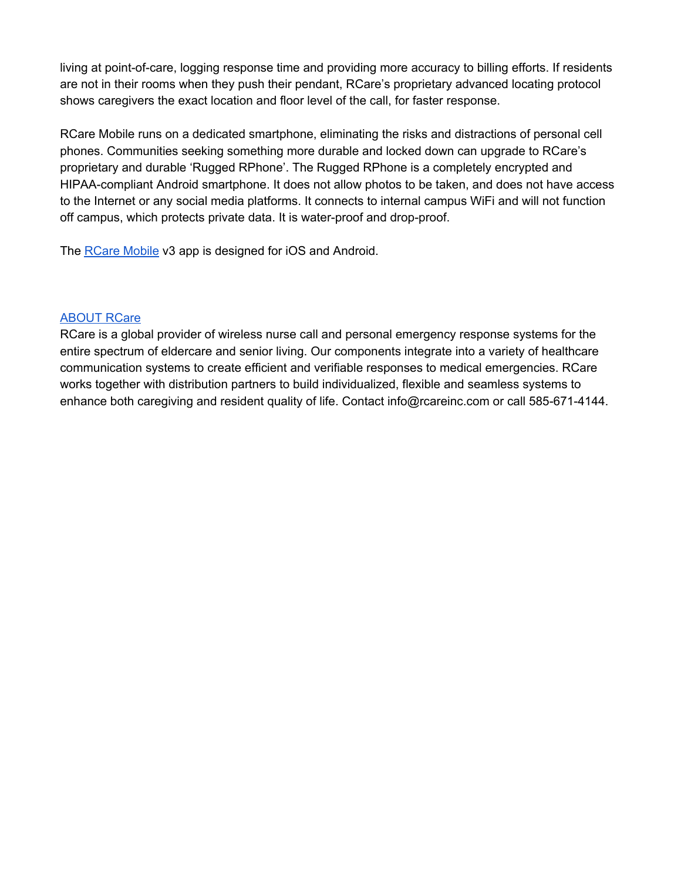living at point-of-care, logging response time and providing more accuracy to billing efforts. If residents are not in their rooms when they push their pendant, RCare's proprietary advanced locating protocol shows caregivers the exact location and floor level of the call, for faster response.

RCare Mobile runs on a dedicated smartphone, eliminating the risks and distractions of personal cell phones. Communities seeking something more durable and locked down can upgrade to RCare's proprietary and durable 'Rugged RPhone'. The Rugged RPhone is a completely encrypted and HIPAA-compliant Android smartphone. It does not allow photos to be taken, and does not have access to the Internet or any social media platforms. It connects to internal campus WiFi and will not function off campus, which protects private data. It is water-proof and drop-proof.

The RCare Mobile v3 app is designed for iOS and Android.

ABOUT RCare

RCare is a global provider of wireless nurse call and personal emergency response systems for the entire spectrum of eldercare and senior living. Our components integrate into a variety of healthcare communication systems to create efficient and verifiable responses to medical emergencies. RCare works together with distribution partners to build individualized, flexible and seamless systems to enhance both caregiving and resident quality of life. Contact info@rcareinc.com or call 585-671-4144.